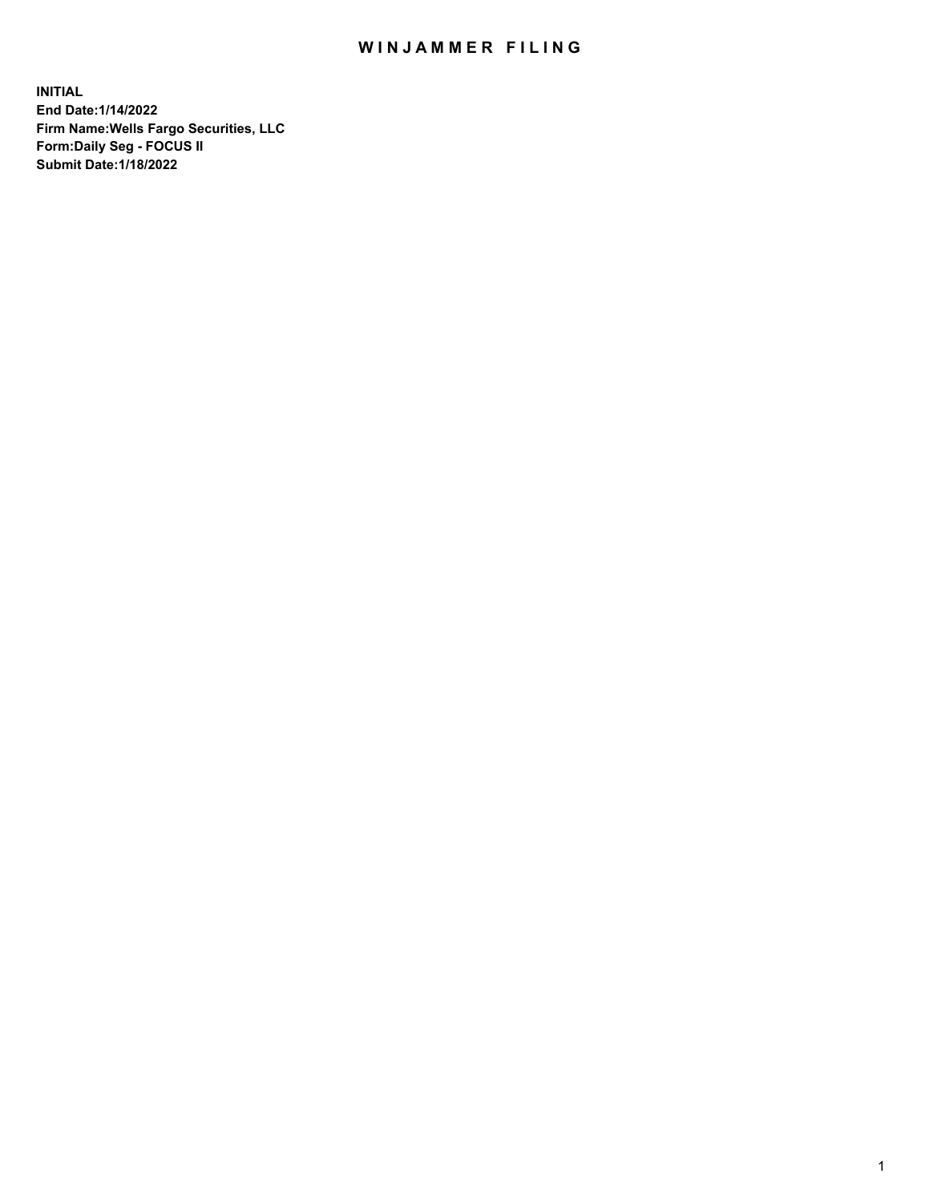# WINJAMMER FILING

**INITIAL**
**End Date:1/14/2022**
**Firm Name:Wells Fargo Securities, LLC**
**Form:Daily Seg - FOCUS II**
**Submit Date:1/18/2022**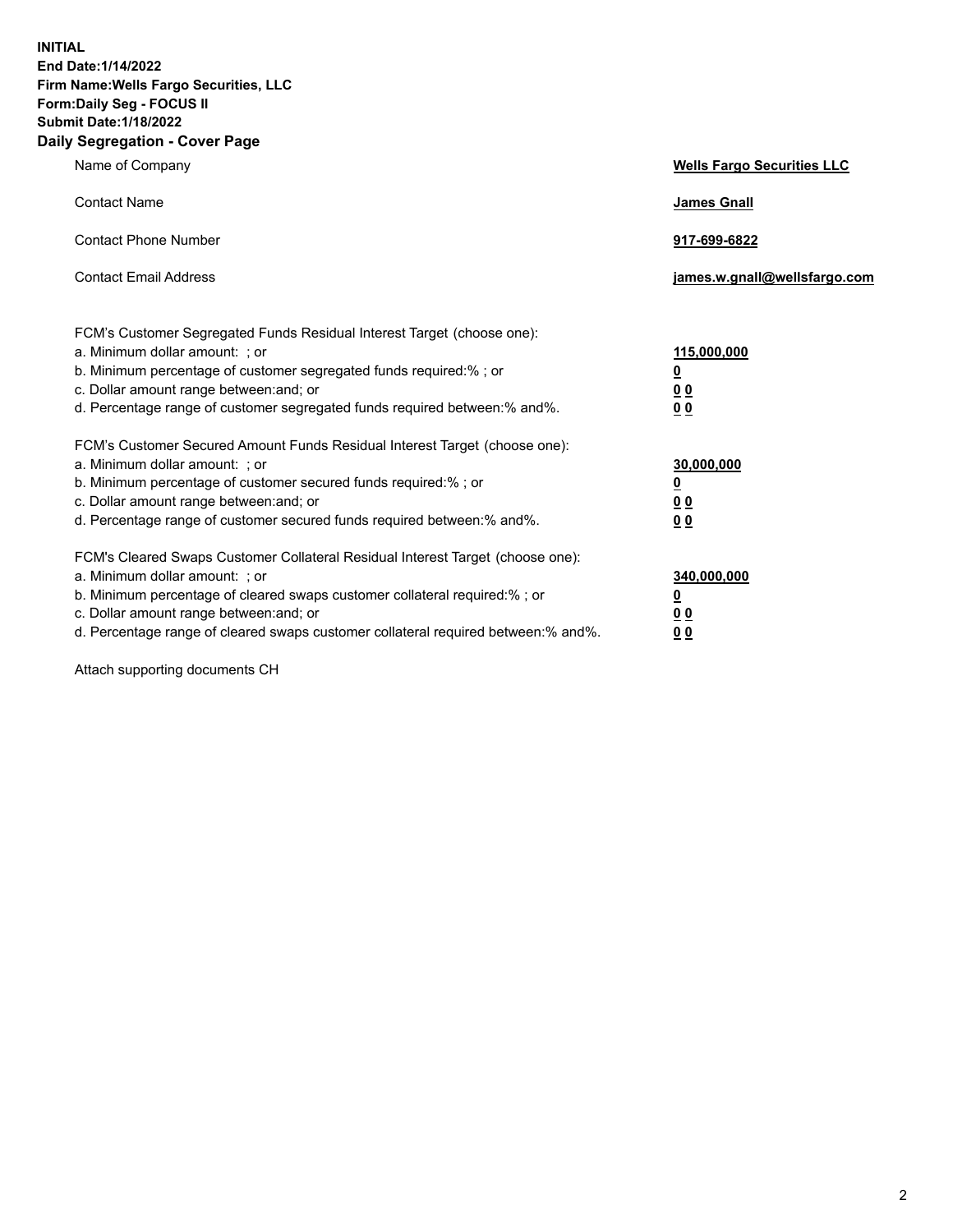**INITIAL**
**End Date:1/14/2022**
**Firm Name:Wells Fargo Securities, LLC**
**Form:Daily Seg - FOCUS II**
**Submit Date:1/18/2022**

## Daily Segregation - Cover Page

| | |
|---|---|
| Name of Company | **Wells Fargo Securities LLC** |
| Contact Name | **James Gnall** |
| Contact Phone Number | **917-699-6822** |
| Contact Email Address | **james.w.gnall@wellsfargo.com** |

| | |
|---|---|
| FCM's Customer Segregated Funds Residual Interest Target (choose one): | |
| a. Minimum dollar amount: ; or | **115,000,000** |
| b. Minimum percentage of customer segregated funds required:% ; or | **0** |
| c. Dollar amount range between:and; or | **0 0** |
| d. Percentage range of customer segregated funds required between:% and%. | **0 0** |
| FCM's Customer Secured Amount Funds Residual Interest Target (choose one): | |
| a. Minimum dollar amount: ; or | **30,000,000** |
| b. Minimum percentage of customer secured funds required:% ; or | **0** |
| c. Dollar amount range between:and; or | **0 0** |
| d. Percentage range of customer secured funds required between:% and%. | **0 0** |
| FCM's Cleared Swaps Customer Collateral Residual Interest Target (choose one): | |
| a. Minimum dollar amount: ; or | **340,000,000** |
| b. Minimum percentage of cleared swaps customer collateral required:% ; or | **0** |
| c. Dollar amount range between:and; or | **0 0** |
| d. Percentage range of cleared swaps customer collateral required between:% and%. | **0 0** |

Attach supporting documents CH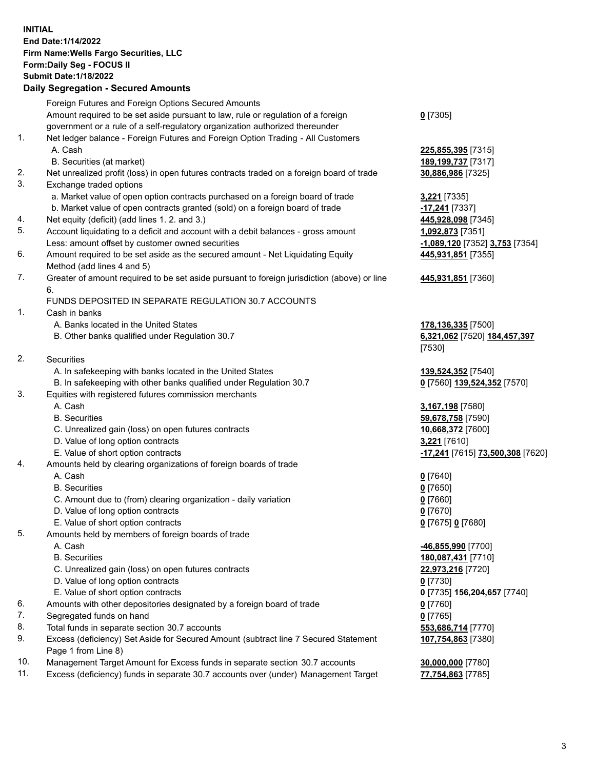**INITIAL**
**End Date:1/14/2022**
**Firm Name:Wells Fargo Securities, LLC**
**Form:Daily Seg - FOCUS II**
**Submit Date:1/18/2022**
**Daily Segregation - Secured Amounts**

| | | |
|---|---|---|
| | Foreign Futures and Foreign Options Secured Amounts | |
| | Amount required to be set aside pursuant to law, rule or regulation of a foreign government or a rule of a self-regulatory organization authorized thereunder | **0** [7305] |
| 1. | Net ledger balance - Foreign Futures and Foreign Option Trading - All Customers | |
| | A. Cash | **225,855,395** [7315] |
| | B. Securities (at market) | **189,199,737** [7317] |
| 2. | Net unrealized profit (loss) in open futures contracts traded on a foreign board of trade | **30,886,986** [7325] |
| 3. | Exchange traded options | |
| | a. Market value of open option contracts purchased on a foreign board of trade | **3,221** [7335] |
| | b. Market value of open contracts granted (sold) on a foreign board of trade | **-17,241** [7337] |
| 4. | Net equity (deficit) (add lines 1. 2. and 3.) | **445,928,098** [7345] |
| 5. | Account liquidating to a deficit and account with a debit balances - gross amount | **1,092,873** [7351] |
| | Less: amount offset by customer owned securities | **-1,089,120** [7352] **3,753** [7354] |
| 6. | Amount required to be set aside as the secured amount - Net Liquidating Equity Method (add lines 4 and 5) | **445,931,851** [7355] |
| 7. | Greater of amount required to be set aside pursuant to foreign jurisdiction (above) or line 6. | **445,931,851** [7360] |
| | FUNDS DEPOSITED IN SEPARATE REGULATION 30.7 ACCOUNTS | |
| 1. | Cash in banks | |
| | A. Banks located in the United States | **178,136,335** [7500] |
| | B. Other banks qualified under Regulation 30.7 | **6,321,062** [7520] **184,457,397** [7530] |
| 2. | Securities | |
| | A. In safekeeping with banks located in the United States | **139,524,352** [7540] |
| | B. In safekeeping with other banks qualified under Regulation 30.7 | **0** [7560] **139,524,352** [7570] |
| 3. | Equities with registered futures commission merchants | |
| | A. Cash | **3,167,198** [7580] |
| | B. Securities | **59,678,758** [7590] |
| | C. Unrealized gain (loss) on open futures contracts | **10,668,372** [7600] |
| | D. Value of long option contracts | **3,221** [7610] |
| | E. Value of short option contracts | **-17,241** [7615] **73,500,308** [7620] |
| 4. | Amounts held by clearing organizations of foreign boards of trade | |
| | A. Cash | **0** [7640] |
| | B. Securities | **0** [7650] |
| | C. Amount due to (from) clearing organization - daily variation | **0** [7660] |
| | D. Value of long option contracts | **0** [7670] |
| | E. Value of short option contracts | **0** [7675] **0** [7680] |
| 5. | Amounts held by members of foreign boards of trade | |
| | A. Cash | **-46,855,990** [7700] |
| | B. Securities | **180,087,431** [7710] |
| | C. Unrealized gain (loss) on open futures contracts | **22,973,216** [7720] |
| | D. Value of long option contracts | **0** [7730] |
| | E. Value of short option contracts | **0** [7735] **156,204,657** [7740] |
| 6. | Amounts with other depositories designated by a foreign board of trade | **0** [7760] |
| 7. | Segregated funds on hand | **0** [7765] |
| 8. | Total funds in separate section 30.7 accounts | **553,686,714** [7770] |
| 9. | Excess (deficiency) Set Aside for Secured Amount (subtract line 7 Secured Statement Page 1 from Line 8) | **107,754,863** [7380] |
| 10. | Management Target Amount for Excess funds in separate section 30.7 accounts | **30,000,000** [7780] |
| 11. | Excess (deficiency) funds in separate 30.7 accounts over (under) Management Target | **77,754,863** [7785] |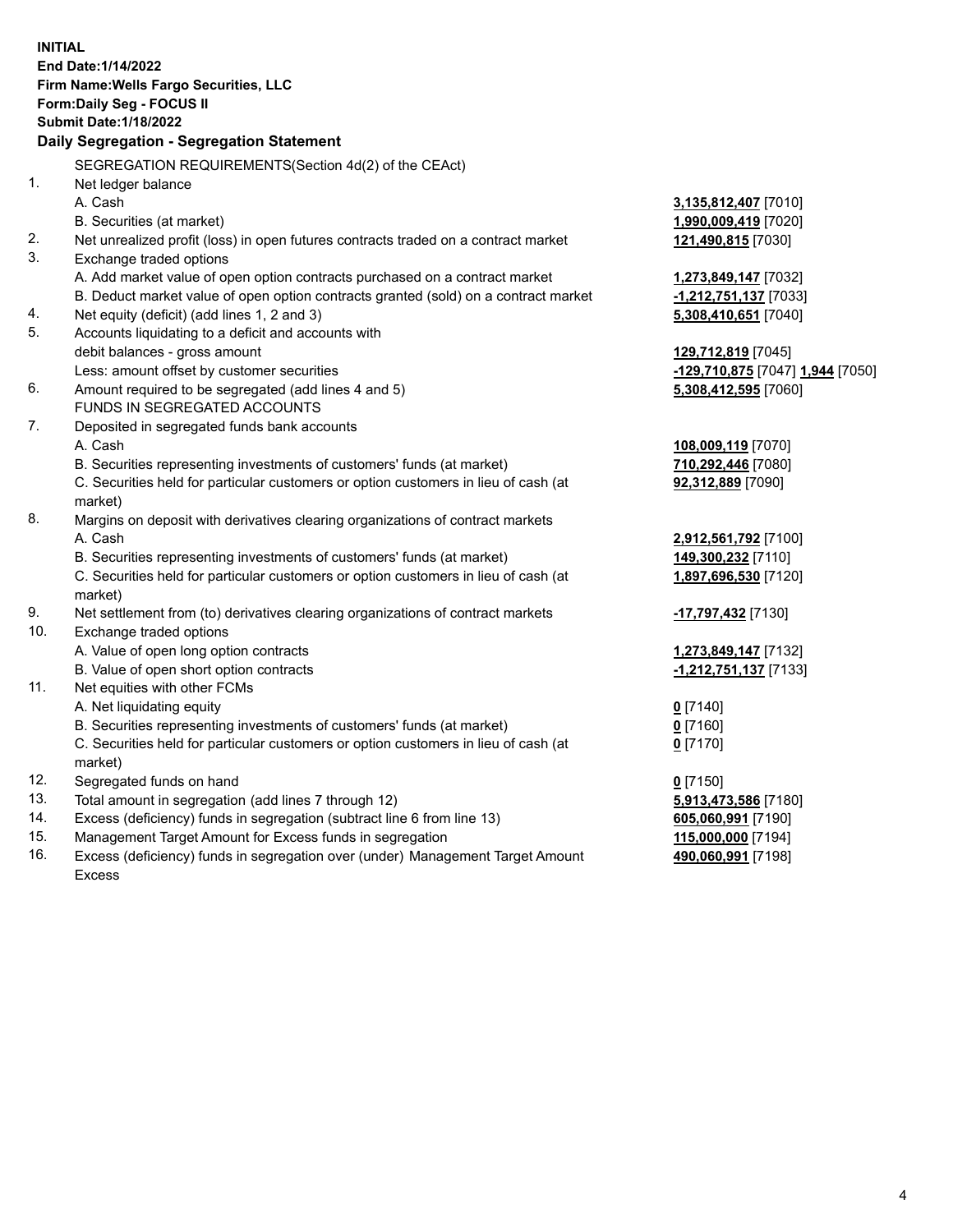**INITIAL**
**End Date:1/14/2022**
**Firm Name:Wells Fargo Securities, LLC**
**Form:Daily Seg - FOCUS II**
**Submit Date:1/18/2022**

## Daily Segregation - Segregation Statement

| | | |
|---|---|---|
| | SEGREGATION REQUIREMENTS(Section 4d(2) of the CEAct) | |
| 1. | Net ledger balance | |
| | A. Cash | **3,135,812,407** [7010] |
| | B. Securities (at market) | **1,990,009,419** [7020] |
| 2. | Net unrealized profit (loss) in open futures contracts traded on a contract market | **121,490,815** [7030] |
| 3. | Exchange traded options | |
| | A. Add market value of open option contracts purchased on a contract market | **1,273,849,147** [7032] |
| | B. Deduct market value of open option contracts granted (sold) on a contract market | **-1,212,751,137** [7033] |
| 4. | Net equity (deficit) (add lines 1, 2 and 3) | **5,308,410,651** [7040] |
| 5. | Accounts liquidating to a deficit and accounts with | |
| | debit balances - gross amount | **129,712,819** [7045] |
| | Less: amount offset by customer securities | **-129,710,875** [7047] **1,944** [7050] |
| 6. | Amount required to be segregated (add lines 4 and 5) | **5,308,412,595** [7060] |
| | FUNDS IN SEGREGATED ACCOUNTS | |
| 7. | Deposited in segregated funds bank accounts | |
| | A. Cash | **108,009,119** [7070] |
| | B. Securities representing investments of customers' funds (at market) | **710,292,446** [7080] |
| | C. Securities held for particular customers or option customers in lieu of cash (at market) | **92,312,889** [7090] |
| 8. | Margins on deposit with derivatives clearing organizations of contract markets | |
| | A. Cash | **2,912,561,792** [7100] |
| | B. Securities representing investments of customers' funds (at market) | **149,300,232** [7110] |
| | C. Securities held for particular customers or option customers in lieu of cash (at market) | **1,897,696,530** [7120] |
| 9. | Net settlement from (to) derivatives clearing organizations of contract markets | **-17,797,432** [7130] |
| 10. | Exchange traded options | |
| | A. Value of open long option contracts | **1,273,849,147** [7132] |
| | B. Value of open short option contracts | **-1,212,751,137** [7133] |
| 11. | Net equities with other FCMs | |
| | A. Net liquidating equity | **0** [7140] |
| | B. Securities representing investments of customers' funds (at market) | **0** [7160] |
| | C. Securities held for particular customers or option customers in lieu of cash (at market) | **0** [7170] |
| 12. | Segregated funds on hand | **0** [7150] |
| 13. | Total amount in segregation (add lines 7 through 12) | **5,913,473,586** [7180] |
| 14. | Excess (deficiency) funds in segregation (subtract line 6 from line 13) | **605,060,991** [7190] |
| 15. | Management Target Amount for Excess funds in segregation | **115,000,000** [7194] |
| 16. | Excess (deficiency) funds in segregation over (under) Management Target Amount Excess | **490,060,991** [7198] |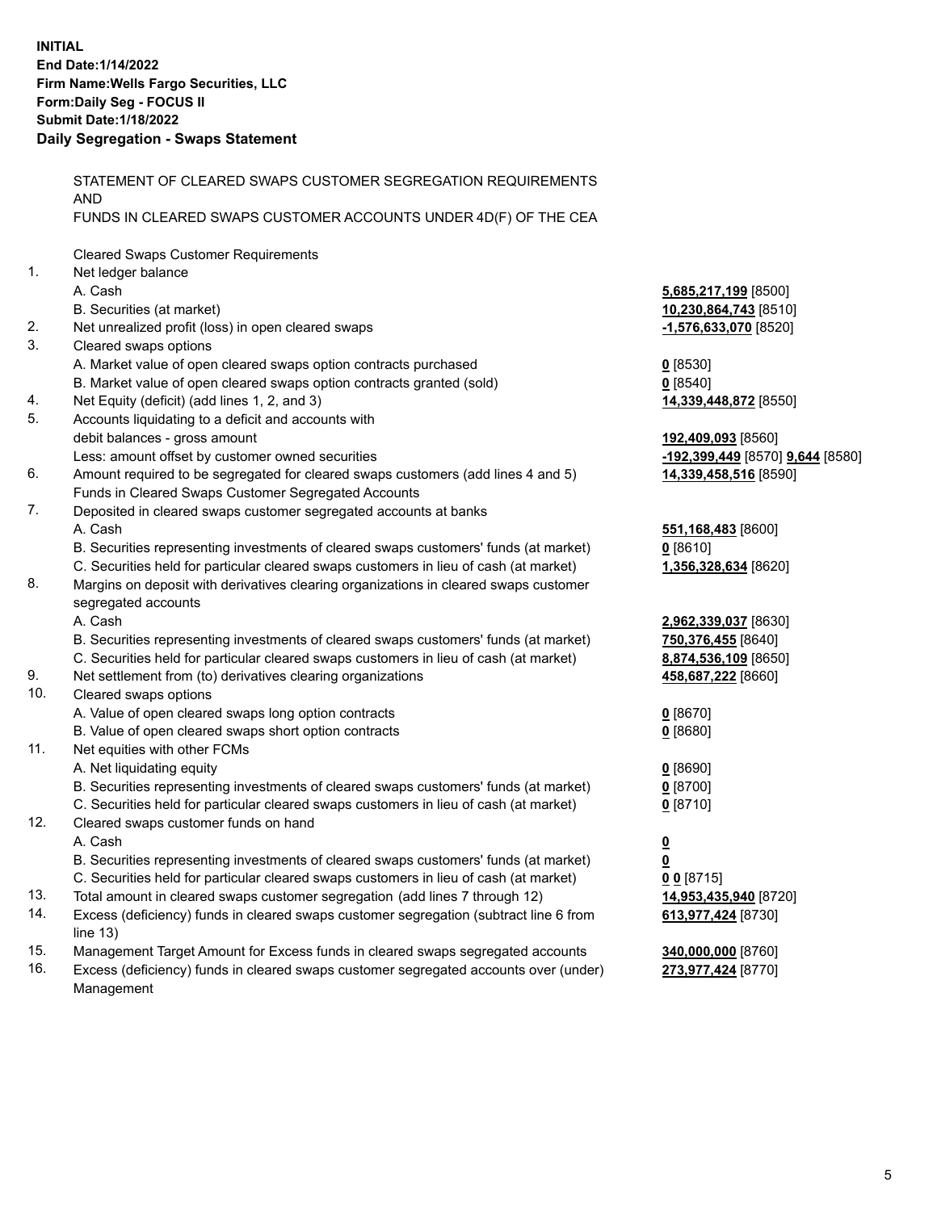**INITIAL**
**End Date:1/14/2022**
**Firm Name:Wells Fargo Securities, LLC**
**Form:Daily Seg - FOCUS II**
**Submit Date:1/18/2022**
**Daily Segregation - Swaps Statement**

STATEMENT OF CLEARED SWAPS CUSTOMER SEGREGATION REQUIREMENTS AND
FUNDS IN CLEARED SWAPS CUSTOMER ACCOUNTS UNDER 4D(F) OF THE CEA

| | | |
|---|---|---|
| | Cleared Swaps Customer Requirements | |
| 1. | Net ledger balance | |
| | A. Cash | **5,685,217,199** [8500] |
| | B. Securities (at market) | **10,230,864,743** [8510] |
| 2. | Net unrealized profit (loss) in open cleared swaps | **-1,576,633,070** [8520] |
| 3. | Cleared swaps options | |
| | A. Market value of open cleared swaps option contracts purchased | **0** [8530] |
| | B. Market value of open cleared swaps option contracts granted (sold) | **0** [8540] |
| 4. | Net Equity (deficit) (add lines 1, 2, and 3) | **14,339,448,872** [8550] |
| 5. | Accounts liquidating to a deficit and accounts with | |
| | debit balances - gross amount | **192,409,093** [8560] |
| | Less: amount offset by customer owned securities | **-192,399,449** [8570] **9,644** [8580] |
| 6. | Amount required to be segregated for cleared swaps customers (add lines 4 and 5) | **14,339,458,516** [8590] |
| | Funds in Cleared Swaps Customer Segregated Accounts | |
| 7. | Deposited in cleared swaps customer segregated accounts at banks | |
| | A. Cash | **551,168,483** [8600] |
| | B. Securities representing investments of cleared swaps customers' funds (at market) | **0** [8610] |
| | C. Securities held for particular cleared swaps customers in lieu of cash (at market) | **1,356,328,634** [8620] |
| 8. | Margins on deposit with derivatives clearing organizations in cleared swaps customer segregated accounts | |
| | A. Cash | **2,962,339,037** [8630] |
| | B. Securities representing investments of cleared swaps customers' funds (at market) | **750,376,455** [8640] |
| | C. Securities held for particular cleared swaps customers in lieu of cash (at market) | **8,874,536,109** [8650] |
| 9. | Net settlement from (to) derivatives clearing organizations | **458,687,222** [8660] |
| 10. | Cleared swaps options | |
| | A. Value of open cleared swaps long option contracts | **0** [8670] |
| | B. Value of open cleared swaps short option contracts | **0** [8680] |
| 11. | Net equities with other FCMs | |
| | A. Net liquidating equity | **0** [8690] |
| | B. Securities representing investments of cleared swaps customers' funds (at market) | **0** [8700] |
| | C. Securities held for particular cleared swaps customers in lieu of cash (at market) | **0** [8710] |
| 12. | Cleared swaps customer funds on hand | |
| | A. Cash | **0** |
| | B. Securities representing investments of cleared swaps customers' funds (at market) | **0** |
| | C. Securities held for particular cleared swaps customers in lieu of cash (at market) | **0** **0** [8715] |
| 13. | Total amount in cleared swaps customer segregation (add lines 7 through 12) | **14,953,435,940** [8720] |
| 14. | Excess (deficiency) funds in cleared swaps customer segregation (subtract line 6 from line 13) | **613,977,424** [8730] |
| 15. | Management Target Amount for Excess funds in cleared swaps segregated accounts | **340,000,000** [8760] |
| 16. | Excess (deficiency) funds in cleared swaps customer segregated accounts over (under) Management | **273,977,424** [8770] |